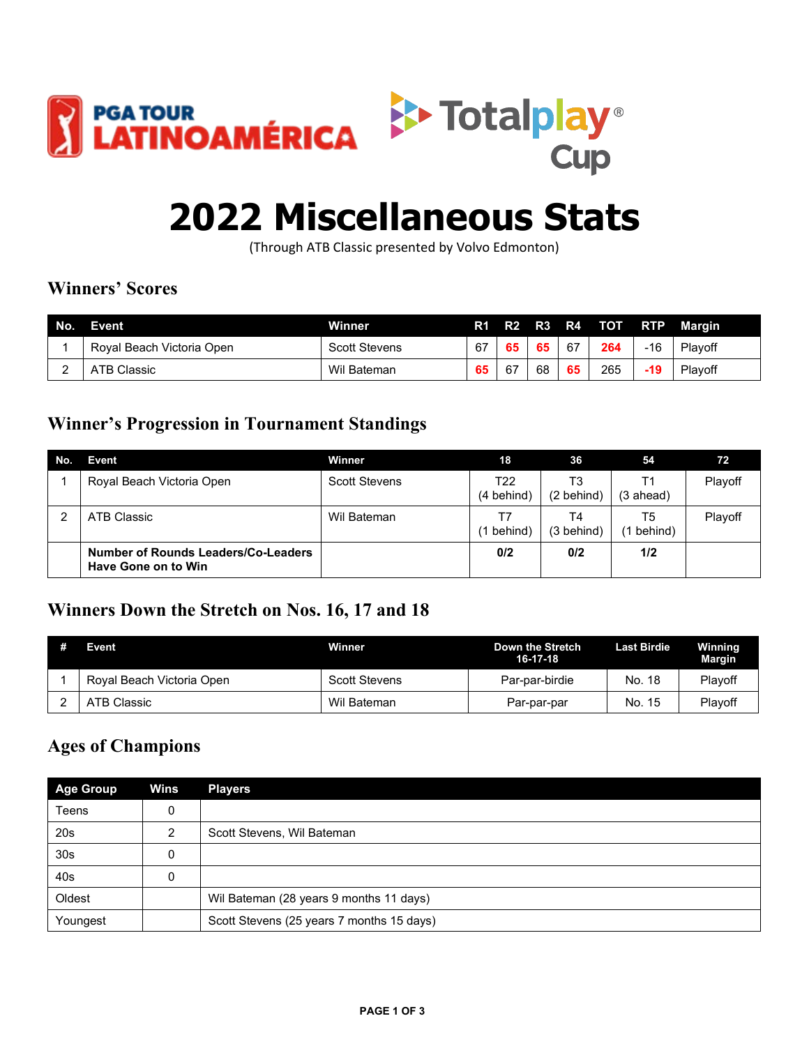PGA TOUR LATINOAMÉRICA

Totalplay® Cup

# 2022 Miscellaneous Stats

(Through ATB Classic presented by Volvo Edmonton)

## Winners' Scores

| No. | Event | Winner | R1 | R2 | R3 | R4 | TOT | RTP | Margin |
|---|---|---|---|---|---|---|---|---|---|
| 1 | Royal Beach Victoria Open | Scott Stevens | 67 | **65** | **65** | 67 | **264** | -16 | Playoff |
| 2 | ATB Classic | Wil Bateman | **65** | 67 | 68 | **65** | 265 | **-19** | Playoff |

## Winner's Progression in Tournament Standings

| No. | Event | Winner | 18 | 36 | 54 | 72 |
|---|---|---|---|---|---|---|
| 1 | Royal Beach Victoria Open | Scott Stevens | T22 (4 behind) | T3 (2 behind) | T1 (3 ahead) | Playoff |
| 2 | ATB Classic | Wil Bateman | T7 (1 behind) | T4 (3 behind) | T5 (1 behind) | Playoff |
| | **Number of Rounds Leaders/Co-Leaders Have Gone on to Win** | | **0/2** | **0/2** | **1/2** | |

## Winners Down the Stretch on Nos. 16, 17 and 18

| # | Event | Winner | Down the Stretch 16-17-18 | Last Birdie | Winning Margin |
|---|---|---|---|---|---|
| 1 | Royal Beach Victoria Open | Scott Stevens | Par-par-birdie | No. 18 | Playoff |
| 2 | ATB Classic | Wil Bateman | Par-par-par | No. 15 | Playoff |

## Ages of Champions

| Age Group | Wins | Players |
|---|---|---|
| Teens | 0 | |
| 20s | 2 | Scott Stevens, Wil Bateman |
| 30s | 0 | |
| 40s | 0 | |
| Oldest | | Wil Bateman (28 years 9 months 11 days) |
| Youngest | | Scott Stevens (25 years 7 months 15 days) |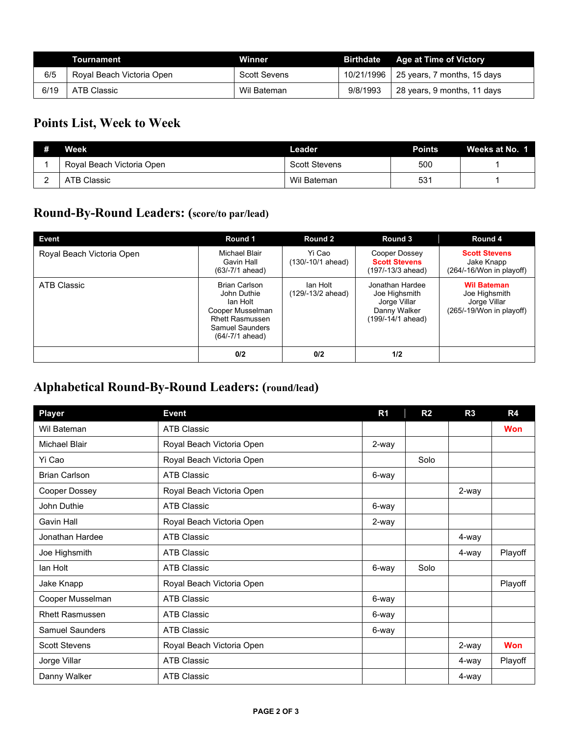| | Tournament | Winner | Birthdate | Age at Time of Victory |
|---|---|---|---|---|
| 6/5 | Royal Beach Victoria Open | Scott Sevens | 10/21/1996 | 25 years, 7 months, 15 days |
| 6/19 | ATB Classic | Wil Bateman | 9/8/1993 | 28 years, 9 months, 11 days |

## Points List, Week to Week

| # | Week | Leader | Points | Weeks at No. 1 |
|---|---|---|---|---|
| 1 | Royal Beach Victoria Open | Scott Stevens | 500 | 1 |
| 2 | ATB Classic | Wil Bateman | 531 | 1 |

## Round-By-Round Leaders: (score/to par/lead)

| Event | Round 1 | Round 2 | Round 3 | Round 4 |
|---|---|---|---|---|
| Royal Beach Victoria Open | Michael Blair<br>Gavin Hall<br>(63/-7/1 ahead) | Yi Cao<br>(130/-10/1 ahead) | Cooper Dossey<br>**Scott Stevens**<br>(197/-13/3 ahead) | **Scott Stevens**<br>Jake Knapp<br>(264/-16/Won in playoff) |
| ATB Classic | Brian Carlson<br>John Duthie<br>Ian Holt<br>Cooper Musselman<br>Rhett Rasmussen<br>Samuel Saunders<br>(64/-7/1 ahead) | Ian Holt<br>(129/-13/2 ahead) | Jonathan Hardee<br>Joe Highsmith<br>Jorge Villar<br>Danny Walker<br>(199/-14/1 ahead) | **Wil Bateman**<br>Joe Highsmith<br>Jorge Villar<br>(265/-19/Won in playoff) |
| | **0/2** | **0/2** | **1/2** | |

## Alphabetical Round-By-Round Leaders: (round/lead)

| Player | Event | R1 | R2 | R3 | R4 |
|---|---|---|---|---|---|
| Wil Bateman | ATB Classic | | | | **Won** |
| Michael Blair | Royal Beach Victoria Open | 2-way | | | |
| Yi Cao | Royal Beach Victoria Open | | Solo | | |
| Brian Carlson | ATB Classic | 6-way | | | |
| Cooper Dossey | Royal Beach Victoria Open | | | 2-way | |
| John Duthie | ATB Classic | 6-way | | | |
| Gavin Hall | Royal Beach Victoria Open | 2-way | | | |
| Jonathan Hardee | ATB Classic | | | 4-way | |
| Joe Highsmith | ATB Classic | | | 4-way | Playoff |
| Ian Holt | ATB Classic | 6-way | Solo | | |
| Jake Knapp | Royal Beach Victoria Open | | | | Playoff |
| Cooper Musselman | ATB Classic | 6-way | | | |
| Rhett Rasmussen | ATB Classic | 6-way | | | |
| Samuel Saunders | ATB Classic | 6-way | | | |
| Scott Stevens | Royal Beach Victoria Open | | | 2-way | **Won** |
| Jorge Villar | ATB Classic | | | 4-way | Playoff |
| Danny Walker | ATB Classic | | | 4-way | |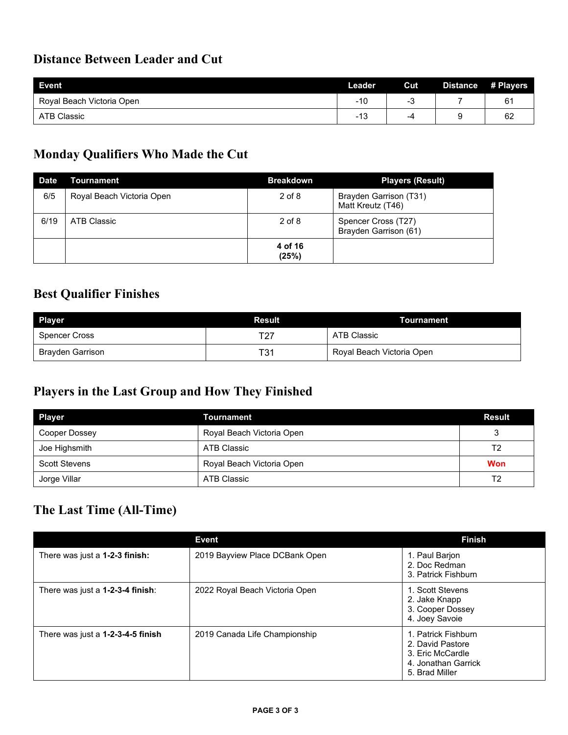## Distance Between Leader and Cut

| Event | Leader | Cut | Distance | # Players |
|---|---|---|---|---|
| Royal Beach Victoria Open | -10 | -3 | 7 | 61 |
| ATB Classic | -13 | -4 | 9 | 62 |

## Monday Qualifiers Who Made the Cut

| Date | Tournament | Breakdown | Players (Result) |
|---|---|---|---|
| 6/5 | Royal Beach Victoria Open | 2 of 8 | Brayden Garrison (T31)<br>Matt Kreutz (T46) |
| 6/19 | ATB Classic | 2 of 8 | Spencer Cross (T27)<br>Brayden Garrison (61) |
| | | **4 of 16 (25%)** | |

## Best Qualifier Finishes

| Player | Result | Tournament |
|---|---|---|
| Spencer Cross | T27 | ATB Classic |
| Brayden Garrison | T31 | Royal Beach Victoria Open |

## Players in the Last Group and How They Finished

| Player | Tournament | Result |
|---|---|---|
| Cooper Dossey | Royal Beach Victoria Open | 3 |
| Joe Highsmith | ATB Classic | T2 |
| Scott Stevens | Royal Beach Victoria Open | **Won** |
| Jorge Villar | ATB Classic | T2 |

## The Last Time (All-Time)

| | Event | Finish |
|---|---|---|
| There was just a **1-2-3 finish:** | 2019 Bayview Place DCBank Open | 1. Paul Barjon<br>2. Doc Redman<br>3. Patrick Fishburn |
| There was just a **1-2-3-4 finish**: | 2022 Royal Beach Victoria Open | 1. Scott Stevens<br>2. Jake Knapp<br>3. Cooper Dossey<br>4. Joey Savoie |
| There was just a **1-2-3-4-5 finish** | 2019 Canada Life Championship | 1. Patrick Fishburn<br>2. David Pastore<br>3. Eric McCardle<br>4. Jonathan Garrick<br>5. Brad Miller |